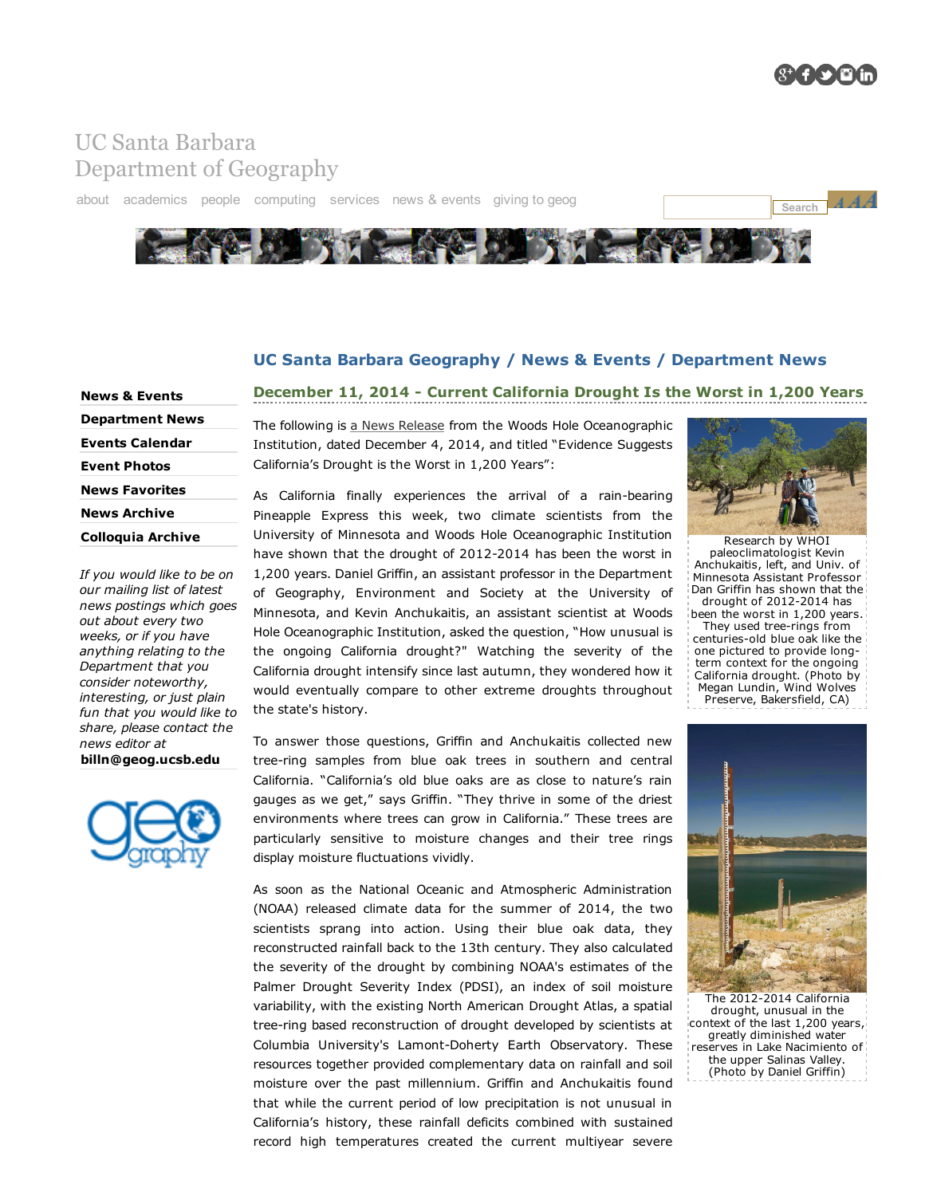UC Santa Barbara
Department of Geography

about academics people computing services news & events giving to geog

## UC Santa Barbara Geography / News & Events / Department News

**News & Events**

**Department News**

**Events Calendar**

**Event Photos**

**News Favorites**

**News Archive**

**Colloquia Archive**

*If you would like to be on our mailing list of latest news postings which goes out about every two weeks, or if you have anything relating to the Department that you consider noteworthy, interesting, or just plain fun that you would like to share, please contact the news editor at*
**billn@geog.ucsb.edu**

### December 11, 2014 - Current California Drought Is the Worst in 1,200 Years

The following is a News Release from the Woods Hole Oceanographic Institution, dated December 4, 2014, and titled "Evidence Suggests California's Drought is the Worst in 1,200 Years":

As California finally experiences the arrival of a rain-bearing Pineapple Express this week, two climate scientists from the University of Minnesota and Woods Hole Oceanographic Institution have shown that the drought of 2012-2014 has been the worst in 1,200 years. Daniel Griffin, an assistant professor in the Department of Geography, Environment and Society at the University of Minnesota, and Kevin Anchukaitis, an assistant scientist at Woods Hole Oceanographic Institution, asked the question, "How unusual is the ongoing California drought?" Watching the severity of the California drought intensify since last autumn, they wondered how it would eventually compare to other extreme droughts throughout the state's history.

Research by WHOI paleoclimatologist Kevin Anchukaitis, left, and Univ. of Minnesota Assistant Professor Dan Griffin has shown that the drought of 2012-2014 has been the worst in 1,200 years. They used tree-rings from centuries-old blue oak like the one pictured to provide long-term context for the ongoing California drought. (Photo by Megan Lundin, Wind Wolves Preserve, Bakersfield, CA)

To answer those questions, Griffin and Anchukaitis collected new tree-ring samples from blue oak trees in southern and central California. "California's old blue oaks are as close to nature's rain gauges as we get," says Griffin. "They thrive in some of the driest environments where trees can grow in California." These trees are particularly sensitive to moisture changes and their tree rings display moisture fluctuations vividly.

The 2012-2014 California drought, unusual in the context of the last 1,200 years, greatly diminished water reserves in Lake Nacimiento of the upper Salinas Valley. (Photo by Daniel Griffin)

As soon as the National Oceanic and Atmospheric Administration (NOAA) released climate data for the summer of 2014, the two scientists sprang into action. Using their blue oak data, they reconstructed rainfall back to the 13th century. They also calculated the severity of the drought by combining NOAA's estimates of the Palmer Drought Severity Index (PDSI), an index of soil moisture variability, with the existing North American Drought Atlas, a spatial tree-ring based reconstruction of drought developed by scientists at Columbia University's Lamont-Doherty Earth Observatory. These resources together provided complementary data on rainfall and soil moisture over the past millennium. Griffin and Anchukaitis found that while the current period of low precipitation is not unusual in California's history, these rainfall deficits combined with sustained record high temperatures created the current multiyear severe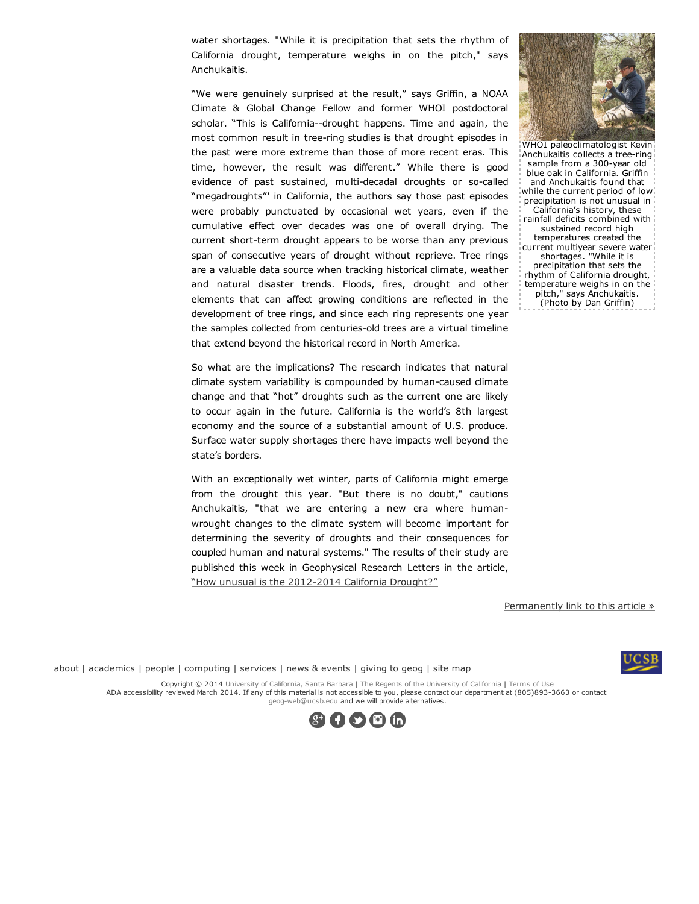water shortages. "While it is precipitation that sets the rhythm of California drought, temperature weighs in on the pitch," says Anchukaitis.

"We were genuinely surprised at the result," says Griffin, a NOAA Climate & Global Change Fellow and former WHOI postdoctoral scholar. "This is California--drought happens. Time and again, the most common result in tree-ring studies is that drought episodes in the past were more extreme than those of more recent eras. This time, however, the result was different." While there is good evidence of past sustained, multi-decadal droughts or so-called "megadroughts"' in California, the authors say those past episodes were probably punctuated by occasional wet years, even if the cumulative effect over decades was one of overall drying. The current short-term drought appears to be worse than any previous span of consecutive years of drought without reprieve. Tree rings are a valuable data source when tracking historical climate, weather and natural disaster trends. Floods, fires, drought and other elements that can affect growing conditions are reflected in the development of tree rings, and since each ring represents one year the samples collected from centuries-old trees are a virtual timeline that extend beyond the historical record in North America.

WHOI paleoclimatologist Kevin Anchukaitis collects a tree-ring sample from a 300-year old blue oak in California. Griffin and Anchukaitis found that while the current period of low precipitation is not unusual in California's history, these rainfall deficits combined with sustained record high temperatures created the current multiyear severe water shortages. "While it is precipitation that sets the rhythm of California drought, temperature weighs in on the pitch," says Anchukaitis. (Photo by Dan Griffin)

So what are the implications? The research indicates that natural climate system variability is compounded by human-caused climate change and that "hot" droughts such as the current one are likely to occur again in the future. California is the world's 8th largest economy and the source of a substantial amount of U.S. produce. Surface water supply shortages there have impacts well beyond the state's borders.

With an exceptionally wet winter, parts of California might emerge from the drought this year. "But there is no doubt," cautions Anchukaitis, "that we are entering a new era where human-wrought changes to the climate system will become important for determining the severity of droughts and their consequences for coupled human and natural systems." The results of their study are published this week in Geophysical Research Letters in the article, "How unusual is the 2012-2014 California Drought?"

Permanently link to this article »

about | academics | people | computing | services | news & events | giving to geog | site map

Copyright © 2014 University of California, Santa Barbara | The Regents of the University of California | Terms of Use
ADA accessibility reviewed March 2014. If any of this material is not accessible to you, please contact our department at (805)893-3663 or contact geog-web@ucsb.edu and we will provide alternatives.